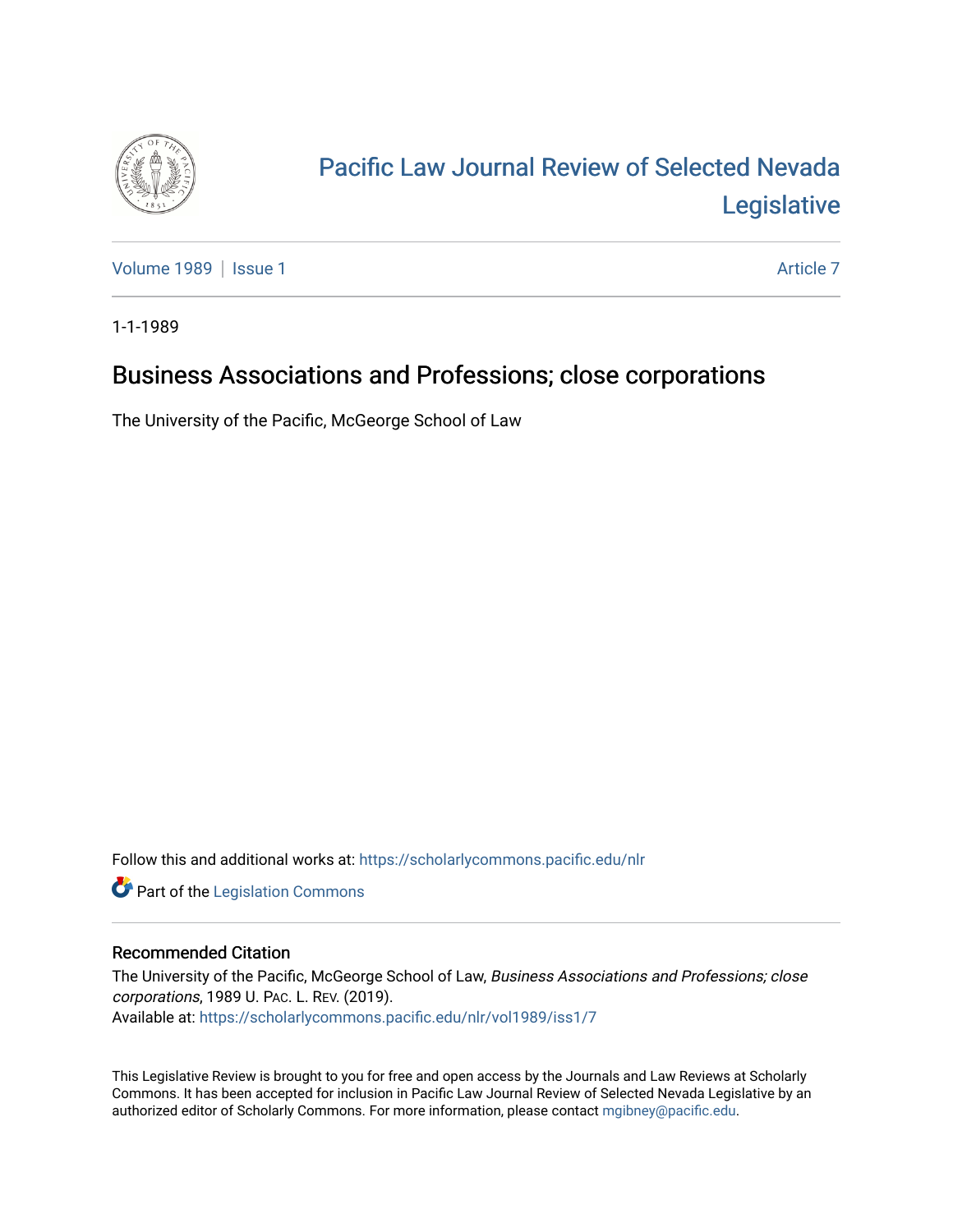# Pacific Law Journal Review of Selected Nevada Legislative

Volume 1989 | Issue 1 Article 7

1-1-1989

## Business Associations and Professions; close corporations

The University of the Pacific, McGeorge School of Law

Follow this and additional works at: https://scholarlycommons.pacific.edu/nlr

Part of the Legislation Commons

### Recommended Citation

The University of the Pacific, McGeorge School of Law, *Business Associations and Professions; close corporations*, 1989 U. PAC. L. REV. (2019).
Available at: https://scholarlycommons.pacific.edu/nlr/vol1989/iss1/7

This Legislative Review is brought to you for free and open access by the Journals and Law Reviews at Scholarly Commons. It has been accepted for inclusion in Pacific Law Journal Review of Selected Nevada Legislative by an authorized editor of Scholarly Commons. For more information, please contact mgibney@pacific.edu.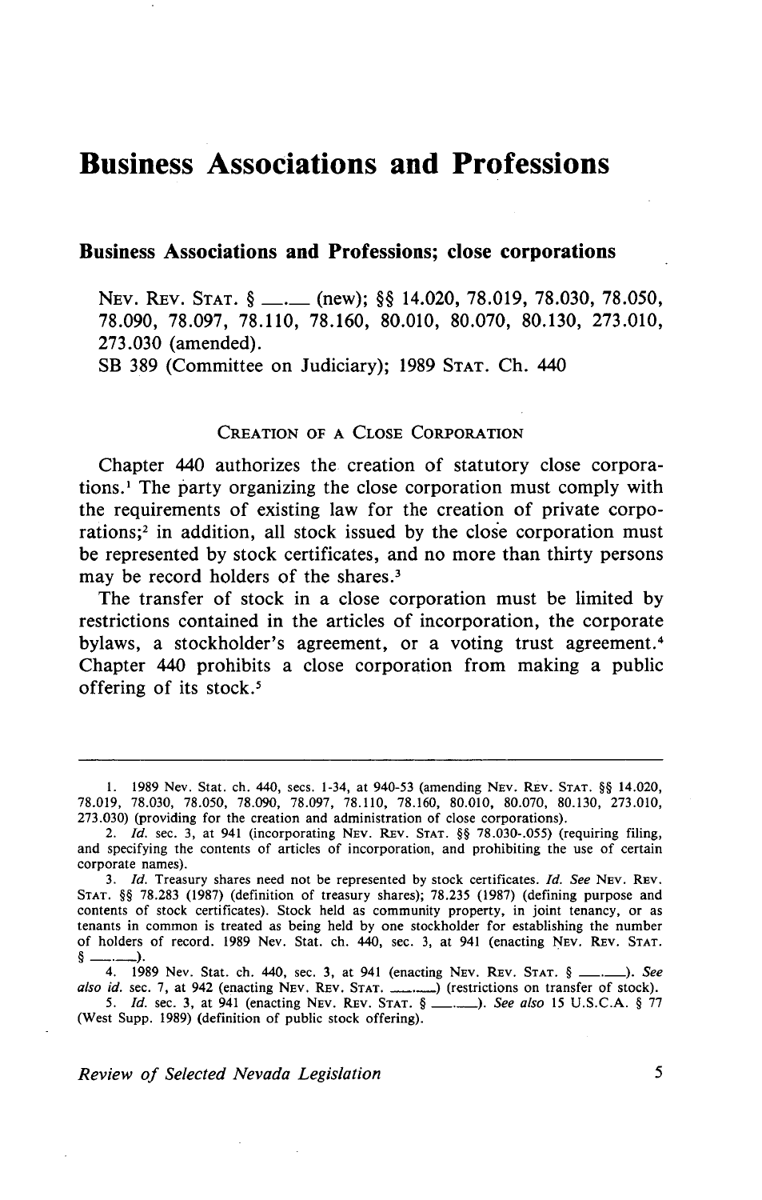# Business Associations and Professions

## Business Associations and Professions; close corporations

NEV. REV. STAT. § \_\_.\_\_ (new); §§ 14.020, 78.019, 78.030, 78.050, 78.090, 78.097, 78.110, 78.160, 80.010, 80.070, 80.130, 273.010, 273.030 (amended).
SB 389 (Committee on Judiciary); 1989 STAT. Ch. 440

### CREATION OF A CLOSE CORPORATION

Chapter 440 authorizes the creation of statutory close corporations.[1] The party organizing the close corporation must comply with the requirements of existing law for the creation of private corporations;[2] in addition, all stock issued by the close corporation must be represented by stock certificates, and no more than thirty persons may be record holders of the shares.[3]

The transfer of stock in a close corporation must be limited by restrictions contained in the articles of incorporation, the corporate bylaws, a stockholder's agreement, or a voting trust agreement.[4] Chapter 440 prohibits a close corporation from making a public offering of its stock.[5]

---

1. 1989 Nev. Stat. ch. 440, secs. 1-34, at 940-53 (amending NEV. REV. STAT. §§ 14.020, 78.019, 78.030, 78.050, 78.090, 78.097, 78.110, 78.160, 80.010, 80.070, 80.130, 273.010, 273.030) (providing for the creation and administration of close corporations).
2. *Id.* sec. 3, at 941 (incorporating NEV. REV. STAT. §§ 78.030-.055) (requiring filing, and specifying the contents of articles of incorporation, and prohibiting the use of certain corporate names).
3. *Id.* Treasury shares need not be represented by stock certificates. *Id. See* NEV. REV. STAT. §§ 78.283 (1987) (definition of treasury shares); 78.235 (1987) (defining purpose and contents of stock certificates). Stock held as community property, in joint tenancy, or as tenants in common is treated as being held by one stockholder for establishing the number of holders of record. 1989 Nev. Stat. ch. 440, sec. 3, at 941 (enacting NEV. REV. STAT. § \_\_.\_\_).
4. 1989 Nev. Stat. ch. 440, sec. 3, at 941 (enacting NEV. REV. STAT. § \_\_.\_\_). *See also id.* sec. 7, at 942 (enacting NEV. REV. STAT. \_\_.\_\_) (restrictions on transfer of stock).
5. *Id.* sec. 3, at 941 (enacting NEV. REV. STAT. § \_\_.\_\_). *See also* 15 U.S.C.A. § 77 (West Supp. 1989) (definition of public stock offering).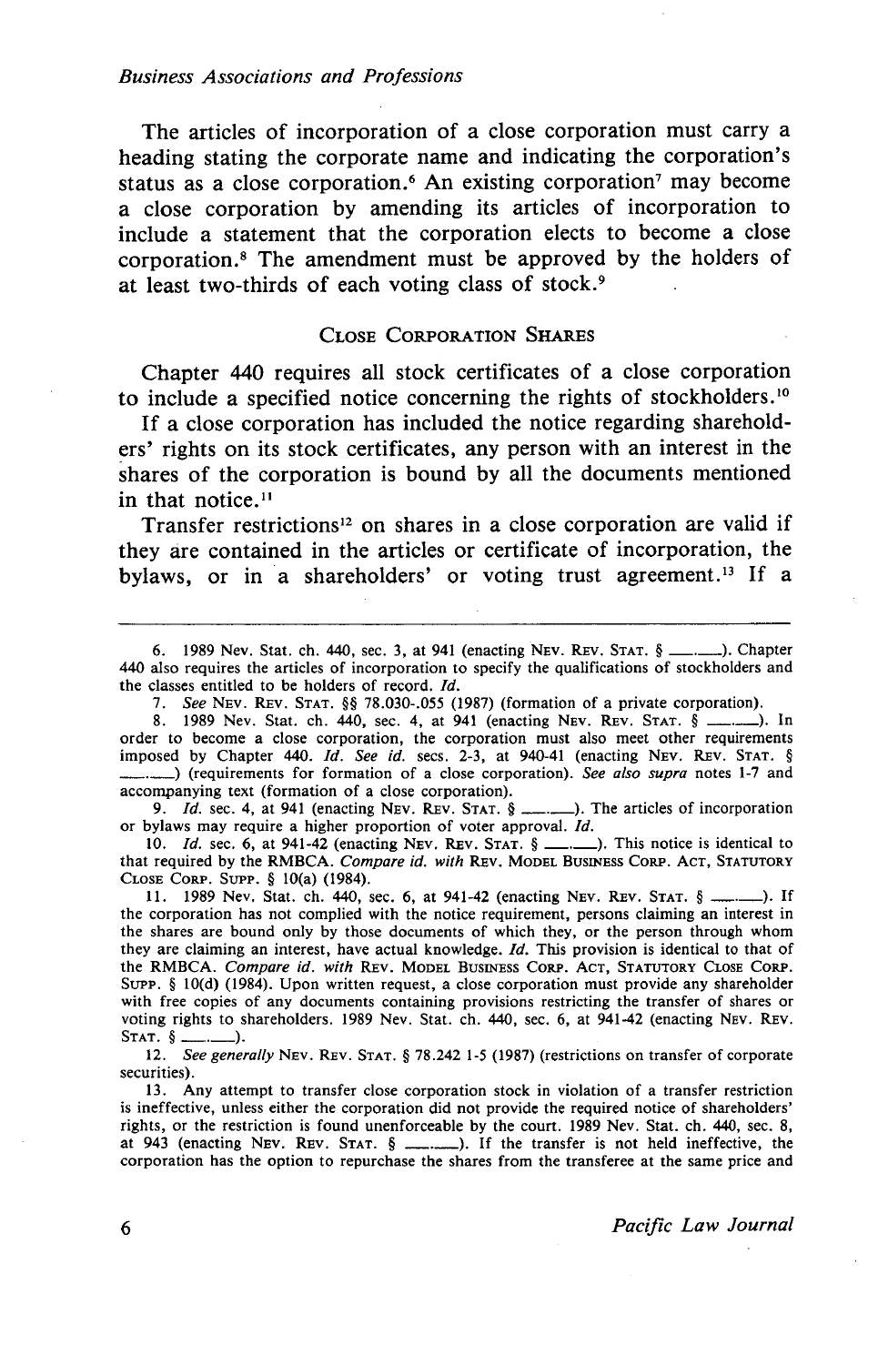The articles of incorporation of a close corporation must carry a heading stating the corporate name and indicating the corporation's status as a close corporation.[6] An existing corporation[7] may become a close corporation by amending its articles of incorporation to include a statement that the corporation elects to become a close corporation.[8] The amendment must be approved by the holders of at least two-thirds of each voting class of stock.[9]

## Close Corporation Shares

Chapter 440 requires all stock certificates of a close corporation to include a specified notice concerning the rights of stockholders.[10]

If a close corporation has included the notice regarding shareholders' rights on its stock certificates, any person with an interest in the shares of the corporation is bound by all the documents mentioned in that notice.[11]

Transfer restrictions[12] on shares in a close corporation are valid if they are contained in the articles or certificate of incorporation, the bylaws, or in a shareholders' or voting trust agreement.[13] If a

---

6. 1989 Nev. Stat. ch. 440, sec. 3, at 941 (enacting Nev. Rev. Stat. § \_\_\_.\_\_\_). Chapter 440 also requires the articles of incorporation to specify the qualifications of stockholders and the classes entitled to be holders of record. *Id.*

7. *See* Nev. Rev. Stat. §§ 78.030-.055 (1987) (formation of a private corporation).

8. 1989 Nev. Stat. ch. 440, sec. 4, at 941 (enacting Nev. Rev. Stat. § \_\_\_.\_\_\_). In order to become a close corporation, the corporation must also meet other requirements imposed by Chapter 440. *Id. See id.* secs. 2-3, at 940-41 (enacting Nev. Rev. Stat. § \_\_\_.\_\_\_) (requirements for formation of a close corporation). *See also supra* notes 1-7 and accompanying text (formation of a close corporation).

9. *Id.* sec. 4, at 941 (enacting Nev. Rev. Stat. § \_\_\_.\_\_\_). The articles of incorporation or bylaws may require a higher proportion of voter approval. *Id.*

10. *Id.* sec. 6, at 941-42 (enacting Nev. Rev. Stat. § \_\_\_.\_\_\_). This notice is identical to that required by the RMBCA. *Compare id. with* Rev. Model Business Corp. Act, Statutory Close Corp. Supp. § 10(a) (1984).

11. 1989 Nev. Stat. ch. 440, sec. 6, at 941-42 (enacting Nev. Rev. Stat. § \_\_\_.\_\_\_). If the corporation has not complied with the notice requirement, persons claiming an interest in the shares are bound only by those documents of which they, or the person through whom they are claiming an interest, have actual knowledge. *Id.* This provision is identical to that of the RMBCA. *Compare id. with* Rev. Model Business Corp. Act, Statutory Close Corp. Supp. § 10(d) (1984). Upon written request, a close corporation must provide any shareholder with free copies of any documents containing provisions restricting the transfer of shares or voting rights to shareholders. 1989 Nev. Stat. ch. 440, sec. 6, at 941-42 (enacting Nev. Rev. Stat. § \_\_\_.\_\_\_).

12. *See generally* Nev. Rev. Stat. § 78.242 1-5 (1987) (restrictions on transfer of corporate securities).

13. Any attempt to transfer close corporation stock in violation of a transfer restriction is ineffective, unless either the corporation did not provide the required notice of shareholders' rights, or the restriction is found unenforceable by the court. 1989 Nev. Stat. ch. 440, sec. 8, at 943 (enacting Nev. Rev. Stat. § \_\_\_.\_\_\_). If the transfer is not held ineffective, the corporation has the option to repurchase the shares from the transferee at the same price and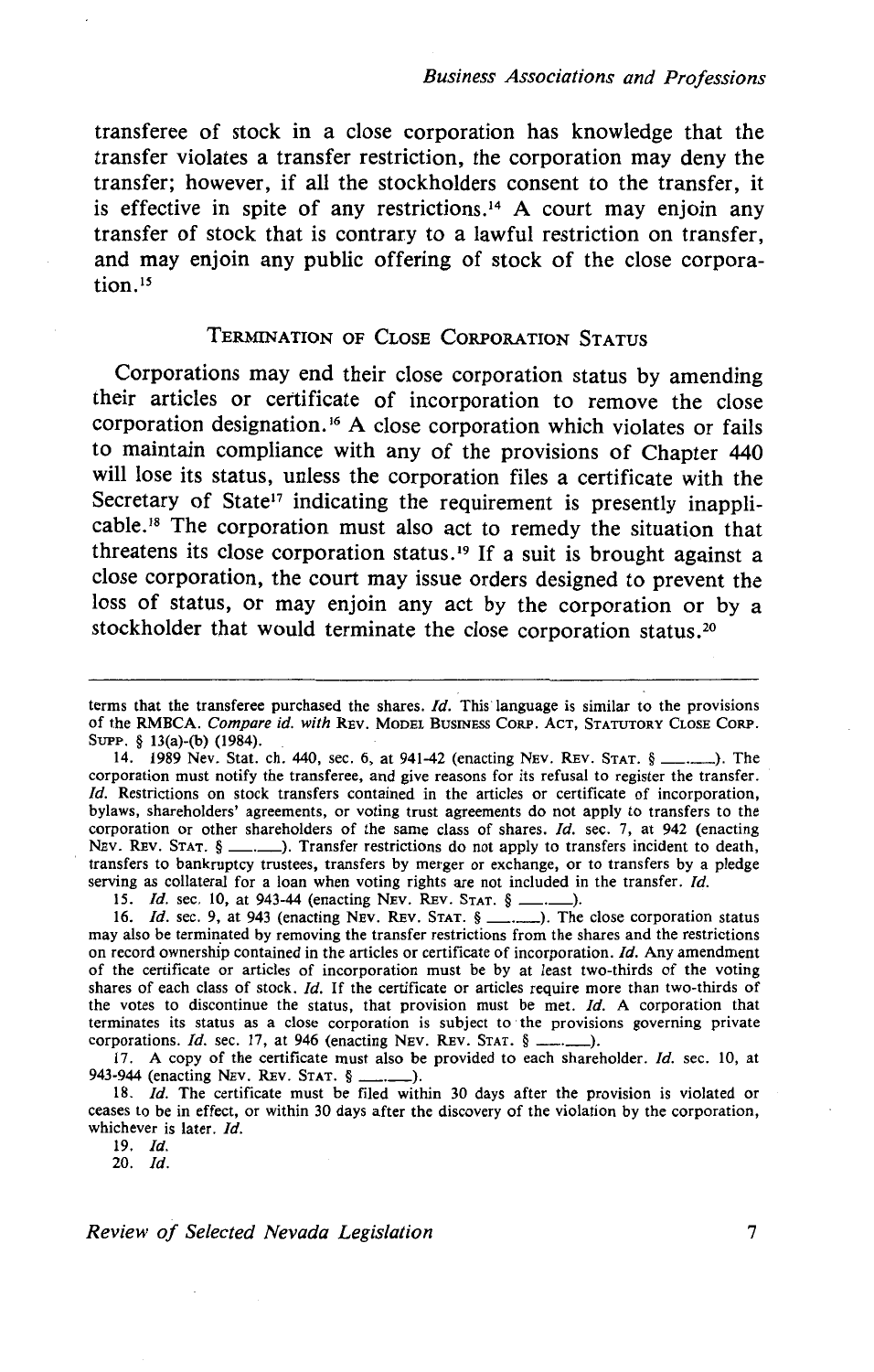transferee of stock in a close corporation has knowledge that the transfer violates a transfer restriction, the corporation may deny the transfer; however, if all the stockholders consent to the transfer, it is effective in spite of any restrictions.[14] A court may enjoin any transfer of stock that is contrary to a lawful restriction on transfer, and may enjoin any public offering of stock of the close corporation.[15]

## TERMINATION OF CLOSE CORPORATION STATUS

Corporations may end their close corporation status by amending their articles or certificate of incorporation to remove the close corporation designation.[16] A close corporation which violates or fails to maintain compliance with any of the provisions of Chapter 440 will lose its status, unless the corporation files a certificate with the Secretary of State[17] indicating the requirement is presently inapplicable.[18] The corporation must also act to remedy the situation that threatens its close corporation status.[19] If a suit is brought against a close corporation, the court may issue orders designed to prevent the loss of status, or may enjoin any act by the corporation or by a stockholder that would terminate the close corporation status.[20]

---

terms that the transferee purchased the shares. *Id.* This language is similar to the provisions of the RMBCA. *Compare id. with* REV. MODEL BUSINESS CORP. ACT, STATUTORY CLOSE CORP. SUPP. § 13(a)-(b) (1984).

14. 1989 Nev. Stat. ch. 440, sec. 6, at 941-42 (enacting NEV. REV. STAT. § \_\_\_.\_\_\_). The corporation must notify the transferee, and give reasons for its refusal to register the transfer. *Id.* Restrictions on stock transfers contained in the articles or certificate of incorporation, bylaws, shareholders' agreements, or voting trust agreements do not apply to transfers to the corporation or other shareholders of the same class of shares. *Id.* sec. 7, at 942 (enacting NEV. REV. STAT. § \_\_\_.\_\_\_). Transfer restrictions do not apply to transfers incident to death, transfers to bankruptcy trustees, transfers by merger or exchange, or to transfers by a pledge serving as collateral for a loan when voting rights are not included in the transfer. *Id.*

15. *Id.* sec. 10, at 943-44 (enacting NEV. REV. STAT. § \_\_\_.\_\_\_).

16. *Id.* sec. 9, at 943 (enacting NEV. REV. STAT. § \_\_\_.\_\_\_). The close corporation status may also be terminated by removing the transfer restrictions from the shares and the restrictions on record ownership contained in the articles or certificate of incorporation. *Id.* Any amendment of the certificate or articles of incorporation must be by at least two-thirds of the voting shares of each class of stock. *Id.* If the certificate or articles require more than two-thirds of the votes to discontinue the status, that provision must be met. *Id.* A corporation that terminates its status as a close corporation is subject to the provisions governing private corporations. *Id.* sec. 17, at 946 (enacting NEV. REV. STAT. § \_\_\_.\_\_\_).

17. A copy of the certificate must also be provided to each shareholder. *Id.* sec. 10, at 943-944 (enacting NEV. REV. STAT. § \_\_\_.\_\_\_).

18. *Id.* The certificate must be filed within 30 days after the provision is violated or ceases to be in effect, or within 30 days after the discovery of the violation by the corporation, whichever is later. *Id.*

19. *Id.*

20. *Id.*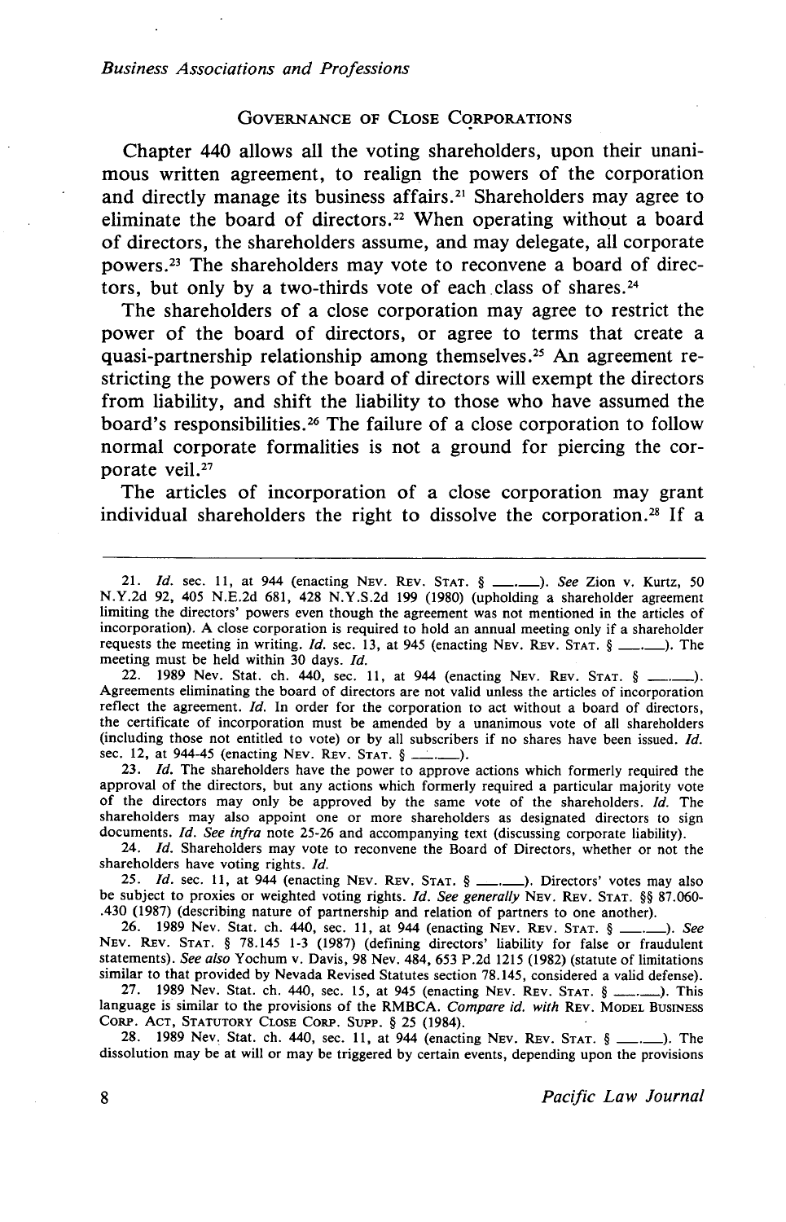## Governance of Close Corporations

Chapter 440 allows all the voting shareholders, upon their unanimous written agreement, to realign the powers of the corporation and directly manage its business affairs.[21] Shareholders may agree to eliminate the board of directors.[22] When operating without a board of directors, the shareholders assume, and may delegate, all corporate powers.[23] The shareholders may vote to reconvene a board of directors, but only by a two-thirds vote of each class of shares.[24]

The shareholders of a close corporation may agree to restrict the power of the board of directors, or agree to terms that create a quasi-partnership relationship among themselves.[25] An agreement restricting the powers of the board of directors will exempt the directors from liability, and shift the liability to those who have assumed the board's responsibilities.[26] The failure of a close corporation to follow normal corporate formalities is not a ground for piercing the corporate veil.[27]

The articles of incorporation of a close corporation may grant individual shareholders the right to dissolve the corporation.[28] If a

---

21. *Id.* sec. 11, at 944 (enacting NEV. REV. STAT. § \_\_\_.\_\_\_). *See* Zion v. Kurtz, 50 N.Y.2d 92, 405 N.E.2d 681, 428 N.Y.S.2d 199 (1980) (upholding a shareholder agreement limiting the directors' powers even though the agreement was not mentioned in the articles of incorporation). A close corporation is required to hold an annual meeting only if a shareholder requests the meeting in writing. *Id.* sec. 13, at 945 (enacting NEV. REV. STAT. § \_\_\_.\_\_\_). The meeting must be held within 30 days. *Id.*

22. 1989 Nev. Stat. ch. 440, sec. 11, at 944 (enacting NEV. REV. STAT. § \_\_\_.\_\_\_). Agreements eliminating the board of directors are not valid unless the articles of incorporation reflect the agreement. *Id.* In order for the corporation to act without a board of directors, the certificate of incorporation must be amended by a unanimous vote of all shareholders (including those not entitled to vote) or by all subscribers if no shares have been issued. *Id.* sec. 12, at 944-45 (enacting NEV. REV. STAT. § \_\_\_.\_\_\_).

23. *Id.* The shareholders have the power to approve actions which formerly required the approval of the directors, but any actions which formerly required a particular majority vote of the directors may only be approved by the same vote of the shareholders. *Id.* The shareholders may also appoint one or more shareholders as designated directors to sign documents. *Id. See infra* note 25-26 and accompanying text (discussing corporate liability).

24. *Id.* Shareholders may vote to reconvene the Board of Directors, whether or not the shareholders have voting rights. *Id.*

25. *Id.* sec. 11, at 944 (enacting NEV. REV. STAT. § \_\_\_.\_\_\_). Directors' votes may also be subject to proxies or weighted voting rights. *Id. See generally* NEV. REV. STAT. §§ 87.060-.430 (1987) (describing nature of partnership and relation of partners to one another).

26. 1989 Nev. Stat. ch. 440, sec. 11, at 944 (enacting NEV. REV. STAT. § \_\_\_.\_\_\_). *See* NEV. REV. STAT. § 78.145 1-3 (1987) (defining directors' liability for false or fraudulent statements). *See also* Yochum v. Davis, 98 Nev. 484, 653 P.2d 1215 (1982) (statute of limitations similar to that provided by Nevada Revised Statutes section 78.145, considered a valid defense).

27. 1989 Nev. Stat. ch. 440, sec. 15, at 945 (enacting NEV. REV. STAT. § \_\_\_.\_\_\_). This language is similar to the provisions of the RMBCA. *Compare id. with* REV. MODEL BUSINESS CORP. ACT, STATUTORY CLOSE CORP. SUPP. § 25 (1984).

28. 1989 Nev. Stat. ch. 440, sec. 11, at 944 (enacting NEV. REV. STAT. § \_\_\_.\_\_\_). The dissolution may be at will or may be triggered by certain events, depending upon the provisions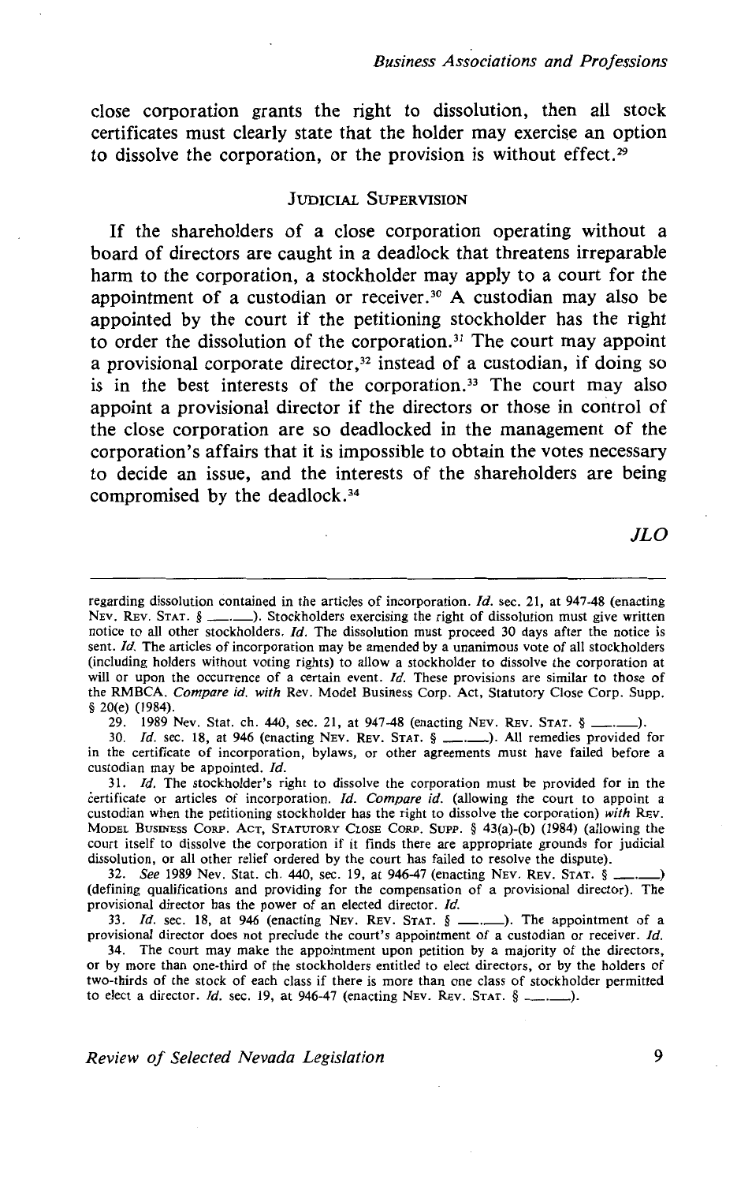close corporation grants the right to dissolution, then all stock certificates must clearly state that the holder may exercise an option to dissolve the corporation, or the provision is without effect.[29]

## JUDICIAL SUPERVISION

If the shareholders of a close corporation operating without a board of directors are caught in a deadlock that threatens irreparable harm to the corporation, a stockholder may apply to a court for the appointment of a custodian or receiver.[30] A custodian may also be appointed by the court if the petitioning stockholder has the right to order the dissolution of the corporation.[31] The court may appoint a provisional corporate director,[32] instead of a custodian, if doing so is in the best interests of the corporation.[33] The court may also appoint a provisional director if the directors or those in control of the close corporation are so deadlocked in the management of the corporation's affairs that it is impossible to obtain the votes necessary to decide an issue, and the interests of the shareholders are being compromised by the deadlock.[34]

*JLO*

---

regarding dissolution contained in the articles of incorporation. *Id.* sec. 21, at 947-48 (enacting NEV. REV. STAT. § \_\_\_.\_\_\_). Stockholders exercising the right of dissolution must give written notice to all other stockholders. *Id.* The dissolution must proceed 30 days after the notice is sent. *Id.* The articles of incorporation may be amended by a unanimous vote of all stockholders (including holders without voting rights) to allow a stockholder to dissolve the corporation at will or upon the occurrence of a certain event. *Id.* These provisions are similar to those of the RMBCA. *Compare id. with* Rev. Model Business Corp. Act, Statutory Close Corp. Supp. § 20(e) (1984).

29. 1989 Nev. Stat. ch. 440, sec. 21, at 947-48 (enacting NEV. REV. STAT. § \_\_\_.\_\_\_).

30. *Id.* sec. 18, at 946 (enacting NEV. REV. STAT. § \_\_\_.\_\_\_). All remedies provided for in the certificate of incorporation, bylaws, or other agreements must have failed before a custodian may be appointed. *Id.*

31. *Id.* The stockholder's right to dissolve the corporation must be provided for in the certificate or articles of incorporation. *Id. Compare id.* (allowing the court to appoint a custodian when the petitioning stockholder has the right to dissolve the corporation) *with* REV. MODEL BUSINESS CORP. ACT, STATUTORY CLOSE CORP. SUPP. § 43(a)-(b) (1984) (allowing the court itself to dissolve the corporation if it finds there are appropriate grounds for judicial dissolution, or all other relief ordered by the court has failed to resolve the dispute).

32. *See* 1989 Nev. Stat. ch. 440, sec. 19, at 946-47 (enacting NEV. REV. STAT. § \_\_\_.\_\_\_) (defining qualifications and providing for the compensation of a provisional director). The provisional director has the power of an elected director. *Id.*

33. *Id.* sec. 18, at 946 (enacting NEV. REV. STAT. § \_\_\_.\_\_\_). The appointment of a provisional director does not preclude the court's appointment of a custodian or receiver. *Id.*

34. The court may make the appointment upon petition by a majority of the directors, or by more than one-third of the stockholders entitled to elect directors, or by the holders of two-thirds of the stock of each class if there is more than one class of stockholder permitted to elect a director. *Id.* sec. 19, at 946-47 (enacting NEV. REV. STAT. § \_\_\_.\_\_\_).